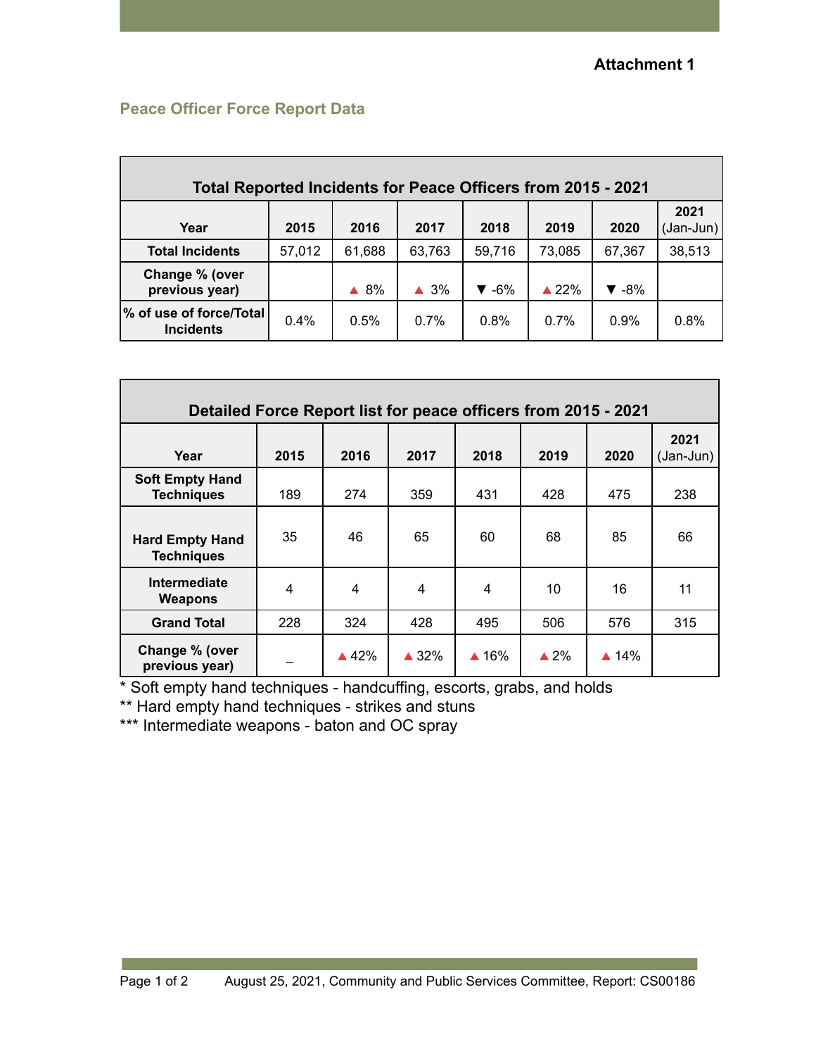Attachment 1

## Peace Officer Force Report Data

| Total Reported Incidents for Peace Officers from 2015 - 2021 | | | | | | | |
|---|---|---|---|---|---|---|---|
| **Year** | **2015** | **2016** | **2017** | **2018** | **2019** | **2020** | **2021** (Jan-Jun) |
| **Total Incidents** | 57,012 | 61,688 | 63,763 | 59,716 | 73,085 | 67,367 | 38,513 |
| **Change % (over previous year)** | | ▲ 8% | ▲ 3% | ▼ -6% | ▲ 22% | ▼ -8% | |
| **% of use of force/Total Incidents** | 0.4% | 0.5% | 0.7% | 0.8% | 0.7% | 0.9% | 0.8% |

| Detailed Force Report list for peace officers from 2015 - 2021 | | | | | | | |
|---|---|---|---|---|---|---|---|
| **Year** | **2015** | **2016** | **2017** | **2018** | **2019** | **2020** | **2021** (Jan-Jun) |
| **Soft Empty Hand Techniques** | 189 | 274 | 359 | 431 | 428 | 475 | 238 |
| **Hard Empty Hand Techniques** | 35 | 46 | 65 | 60 | 68 | 85 | 66 |
| **Intermediate Weapons** | 4 | 4 | 4 | 4 | 10 | 16 | 11 |
| **Grand Total** | 228 | 324 | 428 | 495 | 506 | 576 | 315 |
| **Change % (over previous year)** | _ | ▲ 42% | ▲ 32% | ▲ 16% | ▲ 2% | ▲ 14% | |

\* Soft empty hand techniques - handcuffing, escorts, grabs, and holds

\*\* Hard empty hand techniques - strikes and stuns

\*\*\* Intermediate weapons - baton and OC spray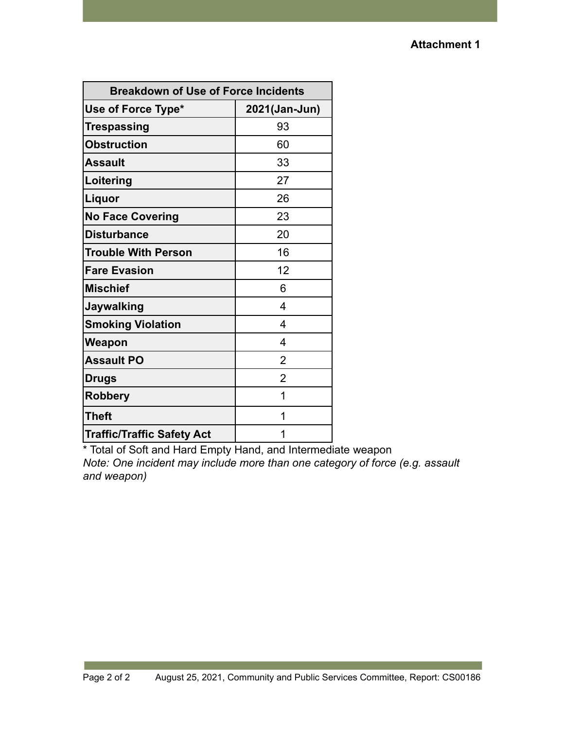**Attachment 1**

| Breakdown of Use of Force Incidents | |
|---|---|
| **Use of Force Type*** | **2021(Jan-Jun)** |
| **Trespassing** | 93 |
| **Obstruction** | 60 |
| **Assault** | 33 |
| **Loitering** | 27 |
| **Liquor** | 26 |
| **No Face Covering** | 23 |
| **Disturbance** | 20 |
| **Trouble With Person** | 16 |
| **Fare Evasion** | 12 |
| **Mischief** | 6 |
| **Jaywalking** | 4 |
| **Smoking Violation** | 4 |
| **Weapon** | 4 |
| **Assault PO** | 2 |
| **Drugs** | 2 |
| **Robbery** | 1 |
| **Theft** | 1 |
| **Traffic/Traffic Safety Act** | 1 |

* Total of Soft and Hard Empty Hand, and Intermediate weapon

*Note: One incident may include more than one category of force (e.g. assault and weapon)*